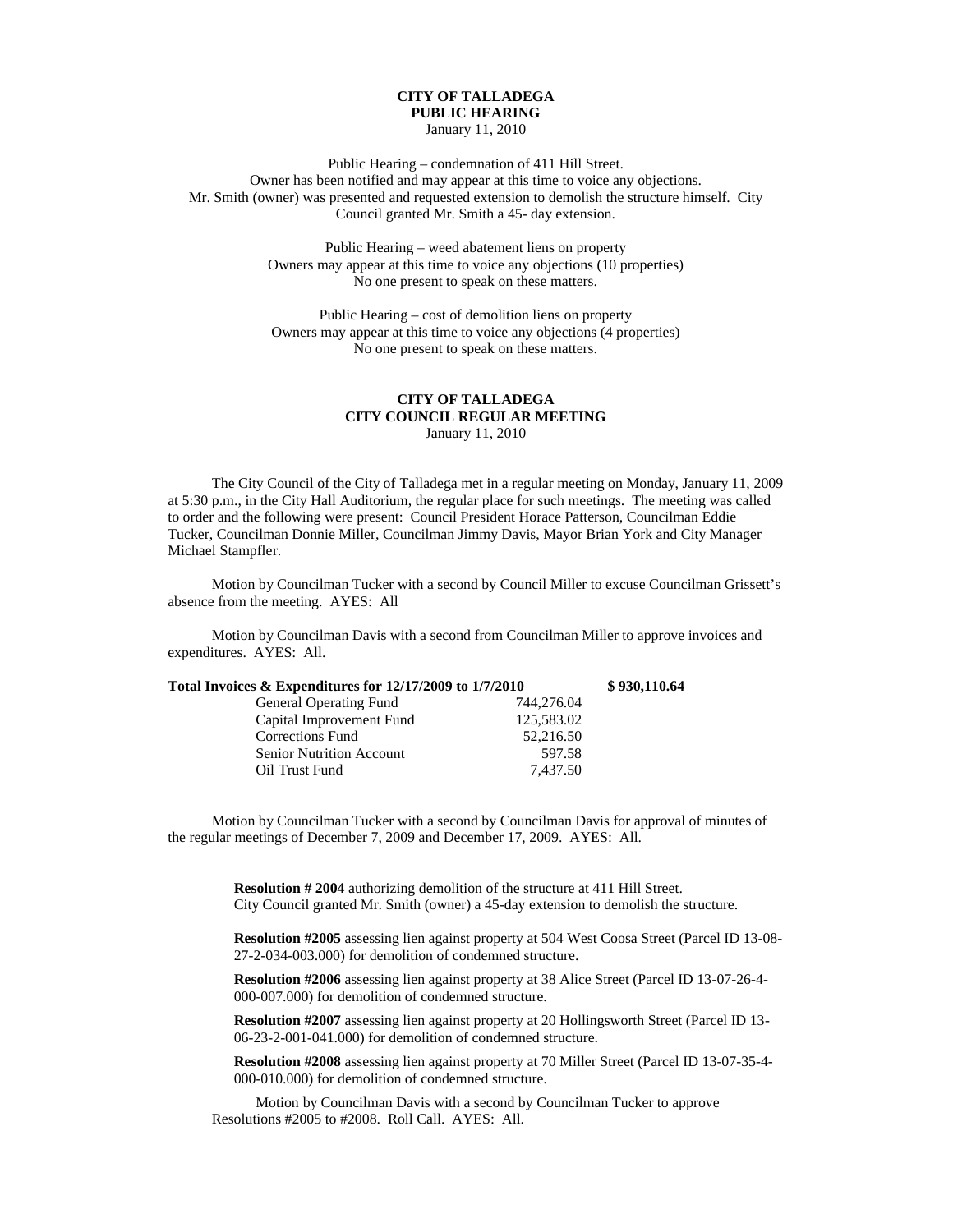**CITY OF TALLADEGA**
**PUBLIC HEARING**
January 11, 2010

Public Hearing – condemnation of 411 Hill Street.
Owner has been notified and may appear at this time to voice any objections.
Mr. Smith (owner) was presented and requested extension to demolish the structure himself. City Council granted Mr. Smith a 45- day extension.

Public Hearing – weed abatement liens on property
Owners may appear at this time to voice any objections (10 properties)
No one present to speak on these matters.

Public Hearing – cost of demolition liens on property
Owners may appear at this time to voice any objections (4 properties)
No one present to speak on these matters.

**CITY OF TALLADEGA**
**CITY COUNCIL REGULAR MEETING**
January 11, 2010

The City Council of the City of Talladega met in a regular meeting on Monday, January 11, 2009 at 5:30 p.m., in the City Hall Auditorium, the regular place for such meetings. The meeting was called to order and the following were present: Council President Horace Patterson, Councilman Eddie Tucker, Councilman Donnie Miller, Councilman Jimmy Davis, Mayor Brian York and City Manager Michael Stampfler.

Motion by Councilman Tucker with a second by Council Miller to excuse Councilman Grissett's absence from the meeting. AYES: All

Motion by Councilman Davis with a second from Councilman Miller to approve invoices and expenditures. AYES: All.

| **Total Invoices & Expenditures for 12/17/2009 to 1/7/2010** | | **$ 930,110.64** |
|---|---|---|
| General Operating Fund | 744,276.04 | |
| Capital Improvement Fund | 125,583.02 | |
| Corrections Fund | 52,216.50 | |
| Senior Nutrition Account | 597.58 | |
| Oil Trust Fund | 7,437.50 | |

Motion by Councilman Tucker with a second by Councilman Davis for approval of minutes of the regular meetings of December 7, 2009 and December 17, 2009. AYES: All.

**Resolution # 2004** authorizing demolition of the structure at 411 Hill Street.
City Council granted Mr. Smith (owner) a 45-day extension to demolish the structure.

**Resolution #2005** assessing lien against property at 504 West Coosa Street (Parcel ID 13-08-27-2-034-003.000) for demolition of condemned structure.

**Resolution #2006** assessing lien against property at 38 Alice Street (Parcel ID 13-07-26-4-000-007.000) for demolition of condemned structure.

**Resolution #2007** assessing lien against property at 20 Hollingsworth Street (Parcel ID 13-06-23-2-001-041.000) for demolition of condemned structure.

**Resolution #2008** assessing lien against property at 70 Miller Street (Parcel ID 13-07-35-4-000-010.000) for demolition of condemned structure.

Motion by Councilman Davis with a second by Councilman Tucker to approve Resolutions #2005 to #2008. Roll Call. AYES: All.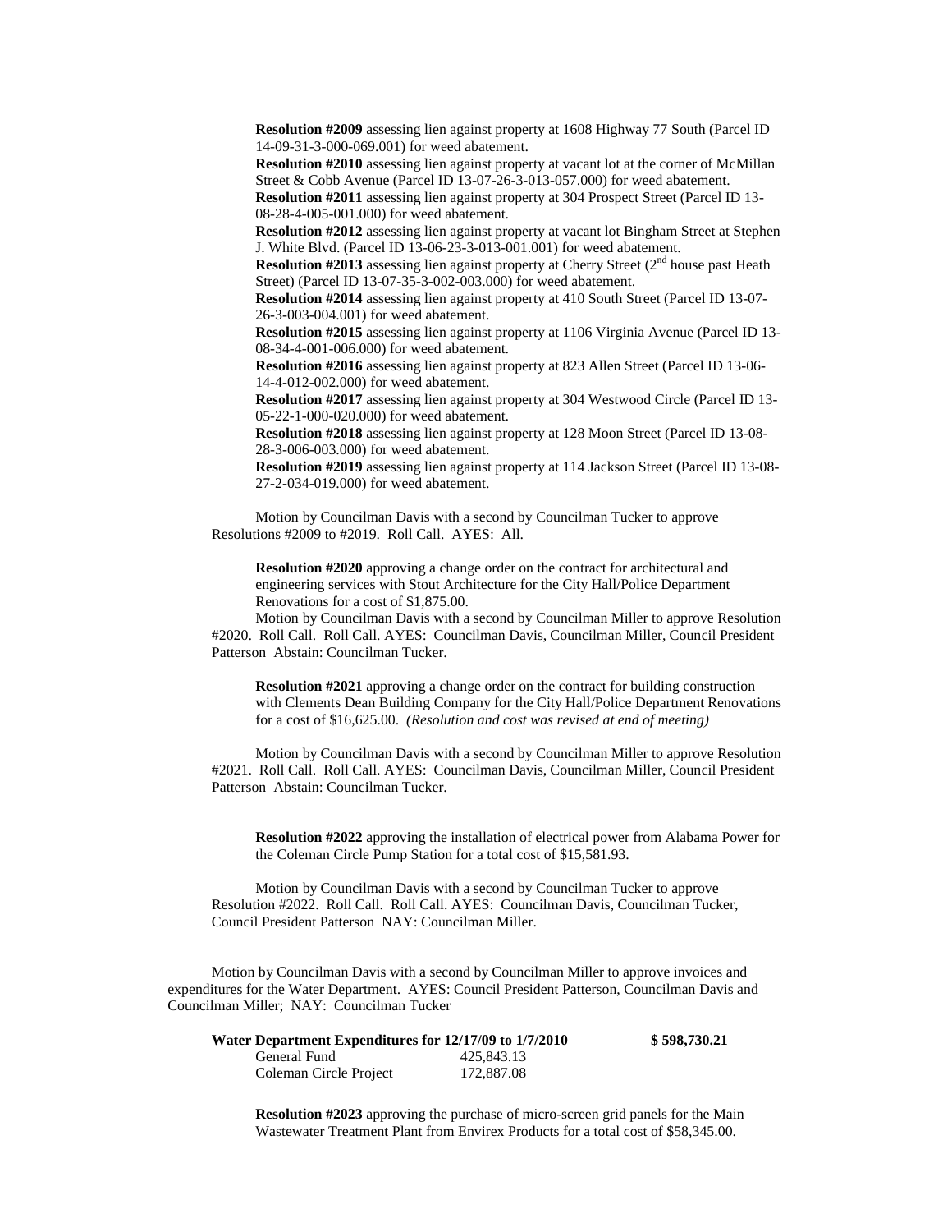**Resolution #2009** assessing lien against property at 1608 Highway 77 South (Parcel ID 14-09-31-3-000-069.001) for weed abatement.

**Resolution #2010** assessing lien against property at vacant lot at the corner of McMillan Street & Cobb Avenue (Parcel ID 13-07-26-3-013-057.000) for weed abatement.

**Resolution #2011** assessing lien against property at 304 Prospect Street (Parcel ID 13-08-28-4-005-001.000) for weed abatement.

**Resolution #2012** assessing lien against property at vacant lot Bingham Street at Stephen J. White Blvd. (Parcel ID 13-06-23-3-013-001.001) for weed abatement.

**Resolution #2013** assessing lien against property at Cherry Street (2nd house past Heath Street) (Parcel ID 13-07-35-3-002-003.000) for weed abatement.

**Resolution #2014** assessing lien against property at 410 South Street (Parcel ID 13-07-26-3-003-004.001) for weed abatement.

**Resolution #2015** assessing lien against property at 1106 Virginia Avenue (Parcel ID 13-08-34-4-001-006.000) for weed abatement.

**Resolution #2016** assessing lien against property at 823 Allen Street (Parcel ID 13-06-14-4-012-002.000) for weed abatement.

**Resolution #2017** assessing lien against property at 304 Westwood Circle (Parcel ID 13-05-22-1-000-020.000) for weed abatement.

**Resolution #2018** assessing lien against property at 128 Moon Street (Parcel ID 13-08-28-3-006-003.000) for weed abatement.

**Resolution #2019** assessing lien against property at 114 Jackson Street (Parcel ID 13-08-27-2-034-019.000) for weed abatement.

Motion by Councilman Davis with a second by Councilman Tucker to approve Resolutions #2009 to #2019. Roll Call. AYES: All.

**Resolution #2020** approving a change order on the contract for architectural and engineering services with Stout Architecture for the City Hall/Police Department Renovations for a cost of $1,875.00.

Motion by Councilman Davis with a second by Councilman Miller to approve Resolution #2020. Roll Call. Roll Call. AYES: Councilman Davis, Councilman Miller, Council President Patterson Abstain: Councilman Tucker.

**Resolution #2021** approving a change order on the contract for building construction with Clements Dean Building Company for the City Hall/Police Department Renovations for a cost of $16,625.00. *(Resolution and cost was revised at end of meeting)*

Motion by Councilman Davis with a second by Councilman Miller to approve Resolution #2021. Roll Call. Roll Call. AYES: Councilman Davis, Councilman Miller, Council President Patterson Abstain: Councilman Tucker.

**Resolution #2022** approving the installation of electrical power from Alabama Power for the Coleman Circle Pump Station for a total cost of $15,581.93.

Motion by Councilman Davis with a second by Councilman Tucker to approve Resolution #2022. Roll Call. Roll Call. AYES: Councilman Davis, Councilman Tucker, Council President Patterson NAY: Councilman Miller.

Motion by Councilman Davis with a second by Councilman Miller to approve invoices and expenditures for the Water Department. AYES: Council President Patterson, Councilman Davis and Councilman Miller; NAY: Councilman Tucker

| **Water Department Expenditures for 12/17/09 to 1/7/2010** | | **$ 598,730.21** |
|---|---|---|
| General Fund | 425,843.13 | |
| Coleman Circle Project | 172,887.08 | |

**Resolution #2023** approving the purchase of micro-screen grid panels for the Main Wastewater Treatment Plant from Envirex Products for a total cost of $58,345.00.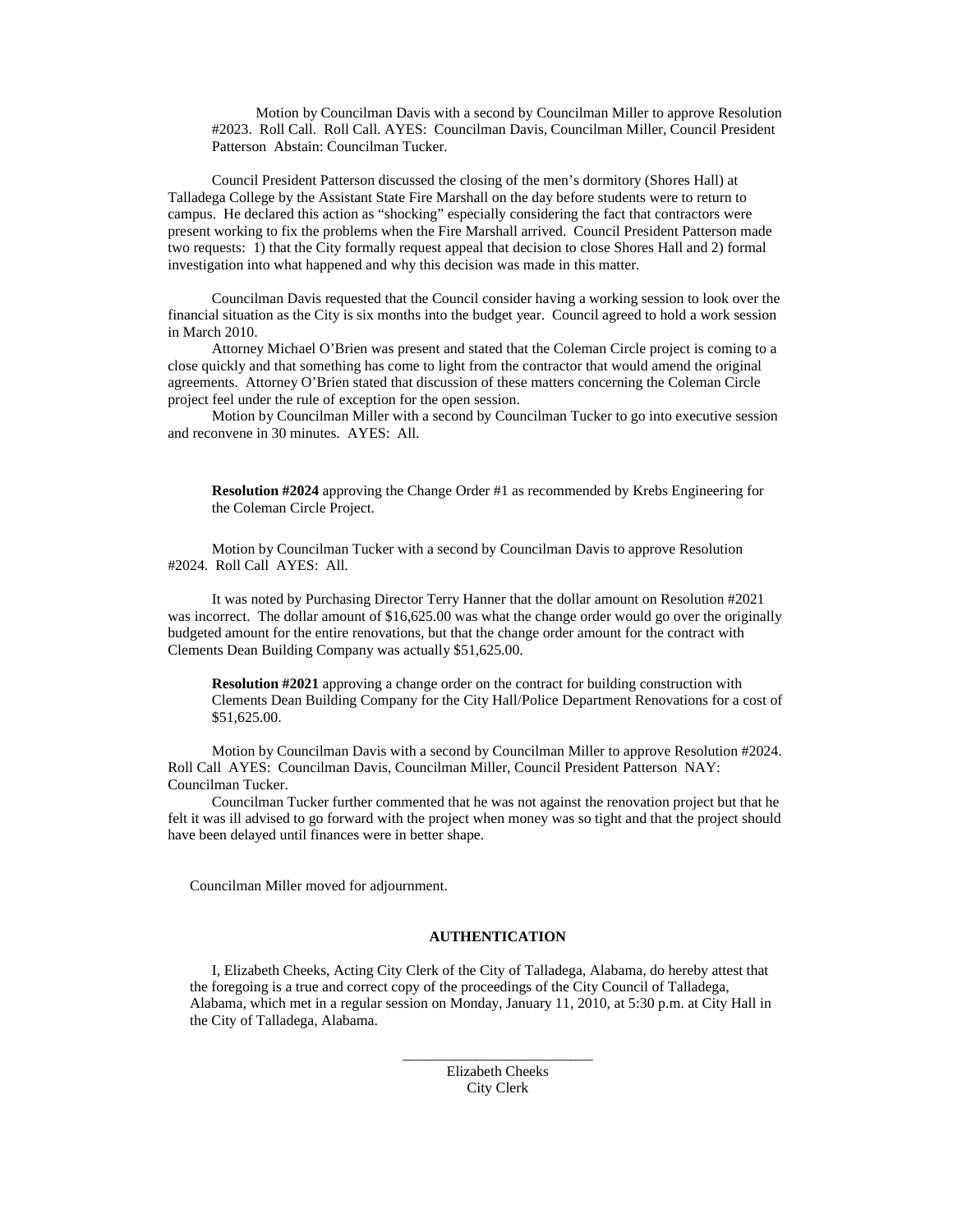Motion by Councilman Davis with a second by Councilman Miller to approve Resolution #2023. Roll Call. Roll Call. AYES: Councilman Davis, Councilman Miller, Council President Patterson Abstain: Councilman Tucker.

Council President Patterson discussed the closing of the men's dormitory (Shores Hall) at Talladega College by the Assistant State Fire Marshall on the day before students were to return to campus. He declared this action as "shocking" especially considering the fact that contractors were present working to fix the problems when the Fire Marshall arrived. Council President Patterson made two requests: 1) that the City formally request appeal that decision to close Shores Hall and 2) formal investigation into what happened and why this decision was made in this matter.

Councilman Davis requested that the Council consider having a working session to look over the financial situation as the City is six months into the budget year. Council agreed to hold a work session in March 2010.

Attorney Michael O'Brien was present and stated that the Coleman Circle project is coming to a close quickly and that something has come to light from the contractor that would amend the original agreements. Attorney O'Brien stated that discussion of these matters concerning the Coleman Circle project feel under the rule of exception for the open session.

Motion by Councilman Miller with a second by Councilman Tucker to go into executive session and reconvene in 30 minutes. AYES: All.

**Resolution #2024** approving the Change Order #1 as recommended by Krebs Engineering for the Coleman Circle Project.

Motion by Councilman Tucker with a second by Councilman Davis to approve Resolution #2024. Roll Call AYES: All.

It was noted by Purchasing Director Terry Hanner that the dollar amount on Resolution #2021 was incorrect. The dollar amount of $16,625.00 was what the change order would go over the originally budgeted amount for the entire renovations, but that the change order amount for the contract with Clements Dean Building Company was actually $51,625.00.

**Resolution #2021** approving a change order on the contract for building construction with Clements Dean Building Company for the City Hall/Police Department Renovations for a cost of $51,625.00.

Motion by Councilman Davis with a second by Councilman Miller to approve Resolution #2024. Roll Call AYES: Councilman Davis, Councilman Miller, Council President Patterson NAY: Councilman Tucker.

Councilman Tucker further commented that he was not against the renovation project but that he felt it was ill advised to go forward with the project when money was so tight and that the project should have been delayed until finances were in better shape.

Councilman Miller moved for adjournment.

## AUTHENTICATION

I, Elizabeth Cheeks, Acting City Clerk of the City of Talladega, Alabama, do hereby attest that the foregoing is a true and correct copy of the proceedings of the City Council of Talladega, Alabama, which met in a regular session on Monday, January 11, 2010, at 5:30 p.m. at City Hall in the City of Talladega, Alabama.

\_\_\_\_\_\_\_\_\_\_\_\_\_\_\_\_\_\_\_\_\_\_\_\_\_\_\_

Elizabeth Cheeks
City Clerk